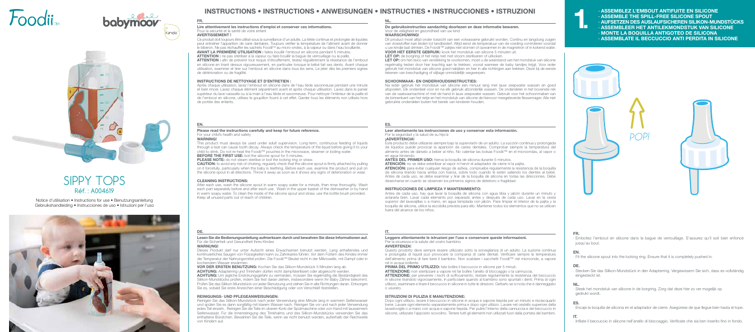Foodii™

babymoov

# SIPPY TOPS

Réf. : A004619

Notice d'utilisation • Instructions for use • Benutzungsanleitung
Gebruikshandleiding • Instrucciones de uso • Istruzioni per l'uso

# INSTRUCTIONS • INSTRUCTIONS • ANWEISUNGEN • INSTRUCTIES • INSTRUCCIONES • ISTRUZIONI

## FR.

**Lire attentivement les instructions d'emploi et conserver ces informations.**
Pour la sécurité et la santé de votre enfant

**AVERTISSEMENT !**

Ce produit doit toujours être utilisé sous la surveillance d'un adulte. La tétée continue et prolongée de liquides peut entraîner l'apparition de carie dentaires. Toujours vérifier la température de l'aliment avant de donner le biberon. Ne pas réchauffer les sachets Foodii™ au micro-ondes, à la vapeur ou dans l'eau bouillante.

**AVANT LA PREMIÈRE UTILISATION :** faites bouillir l'embout en silicone pendant 5 minutes.

**ATTENTION :** ne pas stériliser à la vapeur ou faire bouillir la bague de verrouillage ou la paille.

**ATTENTION :** afin de prévenir tout risque d'étouffement, testez régulièrement la résistance de l'embout en silicone en tirant dessus vigoureusement, en particulier lorsque le bébé fait ses dents. Avant chaque utilisation, examiner et tirer sur l'embout en silicone dans tous les sens. Le jeter dès les premiers signes de détérioration ou de fragilité.

**INSTRUCTIONS DE NETTOYAGE ET D'ENTRETIEN :**

Après chaque utilisation, lavez l'embout en silicone dans de l'eau tiède savonneuse pendant une minute et bien rincer. Lavez chaque élément séparément avant et après chaque utilisation. Lavez dans le panier supérieur du lave-vaisselle ou à la main à l'eau tiède et savonneuse. Pour nettoyer l'intérieur de la paille et de l'embout en silicone, utilisez le goupillon fourni à cet effet. Garder tous les éléments non utilisés hors de portée des enfants.

## EN.

**Please read the instructions carefully and keep for future reference.**
For your child's health and safety

**WARNING!**

This product must always be used under adult supervision. Long-term, continuous feeding of liquids through a teat can cause tooth decay. Always check the temperature of the liquid before giving it to your child to drink. Do not re-heat the Foodii™ pouches in the microwave, steamer or boiling water.

**BEFORE THE FIRST USE:** boil the silicone spout for 5 minutes.

**PLEASE NOTE:** do not steam sterilise or boil the locking ring or straw.

**CAUTION:** to avoid any risk of choking, regularly check that the silicone spout is firmly attached by pulling on it forcefully, particularly when the baby is teething. Before each use, examine the product and pull on the silicone spout in all directions. Throw it away as soon as it shows any signs of deterioration or wear.

**CLEANING INSTRUCTIONS:**

After each use, wash the silicone spout in warm soapy water for a minute, then rinse thoroughly. Wash each part separately before and after each use. Wash in the upper basket of the dishwasher or by hand in warm soapy water. To clean the inside of the silicone spout and straw, use the bottle brush provided. Keep all unused parts out of reach of children.

## DE.

**Lesen Sie die Bedienungsanleitung aufmerksam durch und bewahren Sie diese Informationen auf.**
Für die Sicherheit und Gesundheit Ihres Kindes

**WARNUNG!**

Dieses Produkt darf nur unter Aufsicht eines Erwachsenen benutzt werden. Lang anhaltendes und kontinuierliches Saugen von Flüssigkeiten kann zu Zahnkaries führen. Vor dem Füttern des Kindes immer die Temperatur der Nahrungsmittel prüfen. Die Foodii™ Beutel nicht in der Mikrowelle, mit Dampf oder in kochendem Wasser erwärmen.

**VOR DER ERSTEN BENUTZUNG:** Kochen Sie das Silikon-Mundstück 5 Minuten lang ab.

**ACHTUNG:** Adapterring und Trinkhalm dürfen nicht dampfsterilisiert oder abgekocht werden.

**ACHTUNG:** Um jegliche Erstickungsgefahr zu vermeiden, müssen Sie regelmäßig die Beständigkeit des Silikon-Mundstücks prüfen, indem Sie fest daran ziehen, insbesondere wenn Ihr Baby Zähne bekommt. Prüfen Sie das Silikon-Mundstück vor jeder Benutzung und ziehen Sie in alle Richtungen daran. Entsorgen Sie es, sobald Sie erste Anzeichen einer Beschädigung oder von Verschleiß feststellen.

**REINIGUNGS- UND PFLEGEANWEISUNGEN:**

Reinigen Sie das Silikon-Mundstück nach jeder Verwendung eine Minute lang in warmem Seifenwasser und spülen Sie es dann sorgfältig mit klarem Wasser nach. Reinigen Sie vor und nach jeder Verwendung jedes Teil einzeln. Reinigen Sie die Teile im oberen Korb der Spülmaschine oder von Hand mit lauwarmem Seifenwasser. Für die Innenreinigung des Trinkhalms und des Silikon-Mundstücks verwenden Sie das enthaltene Bürstchen. Bewahren Sie die Teile, wenn sie nicht benutzt werden, außerhalb der Reichweite von Kindern auf.

## NL.

**De gebruiksinstructies aandachtig doorlezen en deze informatie bewaren.**
Voor de veiligheid en gezondheid van uw kind

**WAARSCHUWING!**

Dit product moet altijd onder toezicht van een volwassene gebruikt worden. Continu en langdurig zuigen van vloeistoffen kan leiden tot tandbederf. Altijd eerst de temperatuur van de voeding controleren voordat u uw kindje laat drinken. De Foodii™ zakjes niet stomen of opwarmen in de magnetron of in kokend water.

**VOOR HET EERSTE GEBRUIK:** kook het mondstuk van silicone 5 minuten uit.

**LET OP:** de borging of het rietje niet met stoom steriliseren of uitkoken.

**LET OP:** om het risico van verstikking te voorkomen, moet u de weerstand van het mondstuk van silicone regelmatig testen door hier krachtig aan te trekken, vooral wanneer de baby tandjes krijgt. Voor iedere gebruik het mondstuk van silicone goed nakijken en hier in alle richtingen aan trekken. Deze bij de eerste tekenen van beschadiging of slijtage onmiddellijk wegwerpen.

**SCHOONMAAK- EN ONDERHOUDSINSTRUCTIES:**

Na ieder gebruik het mondstuk van silicone een minuut lang met lauw zeepwater wassen en goed afspoelen. Elk onderdeel voor en na elk gebruik afzonderlijk wassen. De onderdelen in het bovenste rek van de vaatwasmachine of met de hand in lauw zeepwater wassen. Gebruik voor het schoonmaken van de binnenkant van het rietje en het mondstuk van silicone de hiervoor meegeleverde flessenrager. Alle niet gebruikte onderdelen buiten het bereik van kinderen houden.

## ES.

**Leer atentamente las instrucciones de uso y conservar esta información.**
Por la seguridad y la salud de su hijo/a

**¡ADVERTENCIA!**

Este producto debe utilizarse siempre bajo la supervisión de un adulto. La succión continua y prolongada de líquidos puede provocar la aparición de caries dentales. Comprobar siempre la temperatura del alimento antes de dárselo a beber al niño. No calentar las bolsas Foodii™ en el microondas, al vapor o en agua hirviendo.

**ANTES DEL PRIMER USO:** hierva la boquilla de silicona durante 5 minutos.

**ATENCIÓN:** no se debe esterilizar al vapor ni hervir el adaptador de cierre ni la pajita.

**ATENCIÓN:** para evitar cualquier riesgo de asfixia, compruebe regularmente la resistencia de la boquilla de silicona tirando hacia arriba con fuerza, sobre todo cuando le estén saliendo los dientes al bebé. Antes de cada uso, se debe examinar y tirar de la boquilla de silicona en todas las direcciones. Debe desecharse en cuanto se observen los primeros signos de deterioro o fragilidad.

**INSTRUCCIONES DE LIMPIEZA Y MANTENIMIENTO:**

Antes de cada uso, hay que lavar la boquilla de silicona con agua tibia y jabón durante un minuto y aclararla bien. Lavar cada elemento por separado antes y después de cada uso. Lavar en la cesta superior del lavavajillas o a mano, en agua templada con jabón. Para limpiar el interior de la pajita y la boquilla de silicona, utilice la escobilla prevista para ello. Mantener todos los elementos que no se utilicen fuera del alcance de los niños.

## IT.

**Leggere attentamente le istruzioni per l'uso e conservare queste informazioni.**
Per la sicurezza e la salute del vostro bambino

**AVVERTENZA!**

Questo prodotto deve sempre essere utilizzato sotto la sorveglianza di un adulto. La suzione continua e prolungata di liquidi può provocare la comparsa di carie dentali. Verificare sempre la temperatura dell'alimento prima di fare bere il bambino. Non scaldare i sacchetti Foodii™ nel microonde, a vapore né in acqua bollente.

**PRIMA DEL PRIMO UTILIZZO:** fate bollire il beccuccio in silicone per 5 minuti.

**ATTENZIONE:** non sterilizzare a vapore né far bollire l'anello di bloccaggio o la cannuccia.

**ATTENZIONE:** per prevenire i rischi di soffocamento, testare regolarmente la resistenza del beccuccio in silicone tirandolo vigorosamente, in particolare quando al bambino sono spuntati i denti. Prima di ogni utilizzo, esaminare e tirare il beccuccio in silicone in tutte le direzioni. Gettarlo se si nota che è danneggiato o usurato.

**ISTRUZIONI DI PULIZIA E MANUTENZIONE:**

Dopo ogni utilizzo, lavare il beccuccio in silicone in acqua e sapone tiepida per un minuto e risciacquarlo bene. Lavare ogni elemento separatamente prima e dopo ogni utilizzo. Lavare nel cestello superiore della lavastoviglie o a mano con acqua e sapone tiepida. Per pulire l'interno della cannuccia e del beccuccio in silicone, utilizzare l'apposito scovolino. Tenere tutti gli elementi non utilizzati fuori dalla portata dei bambini.

## 1.

- ASSEMBLEZ L'EMBOUT ANTIFUITE EN SILICONE
- ASSEMBLE THE SPILL-FREE SILICONE SPOUT
- AUFSETZEN DES AUSLAUFSICHEREN SILIKON-MUNDSTÜCKS
- ASSEMBLEER HET ANTILEKMONDSTUK VAN SILICONE
- MONTE LA BOQUILLA ANTIGOTEO DE SILICONA
- ASSEMBLATE IL BECCUCCIO ANTI PERDITA IN SILICONE

POP!

**FR.**
- Emboîtez l'embout en silicone dans la bague de verrouillage. S'assurez qu'il soit bien enfoncé jusqu'au bout.

**EN.**
- Fit the silicone spout into the locking ring. Ensure that it is completely pushed in.

**DE.**
- Stecken Sie das Silikon-Mundstück in den Adapterring. Vergewissern Sie sich, dass es vollständig eingesteckt ist.

**NL.**
- Steek het mondstuk van silicone in de borgring. Zorg dat deze hier zo ver mogelijk op gedrukt wordt.

**ES.**
- Encaje la boquilla de silicona en el adaptador de cierre. Asegúrese de que llegue bien hasta el tope.

**IT.**
- Infilate il beccuccio in silicone nell'anello di bloccaggio. Verificate che sia ben inserito fino in fondo.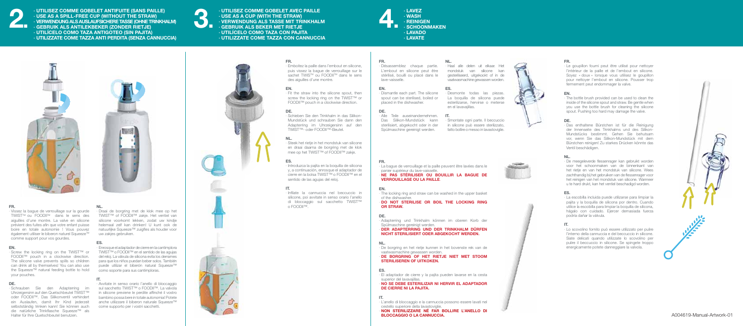## 2.

- UTILISEZ COMME GOBELET ANTIFUITE (SANS PAILLE)
- USE AS A SPILL-FREE CUP (WITHOUT THE STRAW)
- VERWENDUNG ALS AUSLAUFSICHERE TASSE (OHNE TRINKHALM)
- GEBRUIK ALS ANTILEKBEKER (ZONDER RIETJE)
- UTILÍCELO COMO TAZA ANTIGOTEO (SIN PAJITA)
- UTILIZZATE COME TAZZA ANTI PERDITA (SENZA CANNUCCIA)

**FR.**

· Vissez la bague de verrouillage sur la gourde TWIST™ ou FOODII™ dans le sens des aiguilles d'une montre. La valve en silicone prévient les fuites afin que votre enfant puisse boire en totale autonomie ! Vous pouvez également utiliser le biberon naturel Squeeze™ comme support pour vos gourdes.

**EN.**

· Screw the locking ring on the TWIST™ or FOODII™ pouch in a clockwise direction. The silicone valve prevents spills so children can drink all by themselves! You can also use the Squeeze™ natural feeding bottle to hold your pouches.

**DE.**

· Schrauben Sie den Adapterring im Uhrzeigersinn auf den Quetschbeutel TWIST™ oder FOODII™. Das Silikonventil verhindert ein Auslaufen, damit Ihr Kind jederzeit selbstständig trinken kann! Sie können auch die natürliche Trinkflasche Squeeze™ als Halter für Ihre Quetschbeutel benutzen.

**NL.**

· Draai de borgring met de klok mee op het TWIST™ of FOODII™ zakje. Het ventiel van silicone voorkomt lekken, zodat uw kindje helemaal zelf kan drinken! U kunt ook de natuurlijke Squeeze™ zuigfles als houder voor uw zakjes gebruiken.

**ES.**

· Enrosque el adaptador de cierre en la cantimplora TWIST™ o FOODII™ en el sentido de las agujas del reloj. La válvula de silicona evita los derrames para que los niños puedan beber solos. También puede utilizar el biberón natural Squeeze™ como soporte para sus cantimploras.

**IT.**

· Avvitate in senso orario l'anello di bloccaggio sul sacchetto TWIST™ o FOODII™. La valvola in silicone previene le perdite affinché il vostro bambino possa bere in totale autonomia! Potete anche utilizzare il biberon naturale Squeeze™ come supporto per i vostri sacchetti.

## 3.

- UTILISEZ COMME GOBELET AVEC PAILLE
- USE AS A CUP (WITH THE STRAW)
- VERWENDUNG ALS TASSE MIT TRINKHALM
- GEBRUIK ALS BEKER MET RIETJE
- UTILÍCELO COMO TAZA CON PAJITA
- UTILIZZATE COME TAZZA CON CANNUCCIA

**FR.**

· Emboîtez la paille dans l'embout en silicone, puis vissez la bague de verrouillage sur le sachet TWIS™ ou FOODII™ dans le sens des aiguilles d'une montre.

**EN.**

· Fit the straw into the silicone spout, then screw the locking ring on the TWIST™ or FOODII™ pouch in a clockwise direction.

**DE.**

· Schieben Sie den Trinkhalm in das Silikon-Mundstück und schrauben Sie dann den Adapterring im Uhrzeigersinn auf den TWIST™- oder FOODII™-Beutel.

**NL.**

· Steek het rietje in het mondstuk van silicone en draai daarna de borgring met de klok mee op het TWIST™ of FOODII™ zakje.

**ES.**

· Introduzca la pajita en la boquilla de silicona y, a continuación, enrosque el adaptador de cierre en la bolsa TWIST™ o FOODII™ en el sentido de las agujas del reloj.

**IT.**

· Infilate la cannuccia nel beccuccio in silicone, poi avvitate in senso orario l'anello di bloccaggio sul sacchetto TWIST™ o FOODII™.

## 4.

- LAVEZ
- WASH
- REINIGEN
- SCHOONMAKEN
- LAVADO
- LAVATE

**FR.**

· Désassemblez chaque partie. L'embout en silicone peut être stérilisé, bouilli ou placé dans le lave-vaisselle.

**EN.**

· Dismantle each part. The silicone spout can be sterilised, boiled or placed in the dishwasher.

**DE.**

· Alle Teile auseinandernehmen. Das Silikon-Mundstück kann sterilisiert, abgekocht oder in der Spülmaschine gereinigt werden.

**NL.**

· Haal alle delen uit elkaar. Het mondstuk van silicone kan gesteriliseerd, uitgekookt of in de vaatwasmachine gewassen worden.

**ES.**

· Desmonte todas las piezas. La boquilla de silicona puede esterilizarse, hervirse o meterse en el lavavajillas.

**IT.**

· Smontate ogni parte. Il beccuccio in silicone può essere sterilizzato, fatto bollire o messo in lavastoviglie.

**FR.**

· La bague de verrouillage et la paille peuvent être lavées dans le panier supérieur du lave-vaisselle.

· **NE PAS STÉRILISER OU BOUILLIR LA BAGUE DE VERROUILLAGE OU LA PAILLE.**

**EN.**

· The locking ring and straw can be washed in the upper basket of the dishwasher.

· **DO NOT STERILISE OR BOIL THE LOCKING RING OR STRAW.**

**DE.**

· Adapterring und Trinkhalm können im oberen Korb der Spülmaschine gereinigt werden.

· **DER ADAPTERRING UND DER TRINKHALM DÜRFEN NICHT STERILISIERT ODER ABGEKOCHT WERDEN.**

**NL.**

· De borgring en het rietje kunnen in het bovenste rek van de vaatwasmachine gewassen worden.

· **DE BORGRING OF HET RIETJE NIET MET STOOM STERILISEREN OF UITKOKEN.**

**ES.**

· El adaptador de cierre y la pajita pueden lavarse en la cesta superior del lavavajillas.

· **NO SE DEBE ESTERILIZAR NI HERVIR EL ADAPTADOR DE CIERRE NI LA PAJITA.**

**IT.**

· L'anello di bloccaggio e la cannuccia possono essere lavati nel cestello superiore della lavastoviglie.

· **NON STERILIZZARE NÉ FAR BOLLIRE L'ANELLO DI BLOCCAGGIO O LA CANNUCCIA.**

**FR.**

· Le goupillon fourni peut être utilisé pour nettoyer l'intérieur de la paille et de l'embout en silicone. Soyez « doux » lorsque vous utilisez le goupillon pour nettoyer l'embout en silicone. Pousser trop fermement peut endommager la valve.

**EN.**

· The bottle brush provided can be used to clean the inside of the silicone spout and straw. Be gentle when you use the bottle brush for cleaning the silicone spout. Pushing too hard may damage the valve.

**DE.**

· Das enthaltene Bürstchen ist für die Reinigung der Innenseite des Trinkhalms und des Silikon-Mundstücks bestimmt. Gehen Sie behutsam vor, wenn Sie das Silikon-Mundstück mit dem Bürstchen reinigen! Zu starkes Drücken könnte das Ventil beschädigen.

**NL.**

· De meegeleverde flessenrager kan gebruikt worden voor het schoonmaken van de binnenkant van het rietje en van het mondstuk van silicone. Wees zachthandig bij het gebruiken van de flessenrager voor het reinigen van het mondstuk van silicone. Wanneer u te hard drukt, kan het ventiel beschadigd worden.

**ES.**

· La escobilla incluida puede utilizarse para limpiar la pajita y la boquilla de silicona por dentro. Cuando utilice la escobilla para limpiar la boquilla de silicona, hágalo con cuidado. Ejercer demasiada fuerza podría dañar la válvula.

**IT.**

· Lo scovolino fornito può essere utilizzato per pulire l'interno della cannuccia e del beccuccio in silicone. Siate delicati quando utilizzate lo scovolino per pulire il beccuccio in silicone. Se spingete troppo energicamente potete danneggiare la valvola.

A004619-Manual-Artwork-01